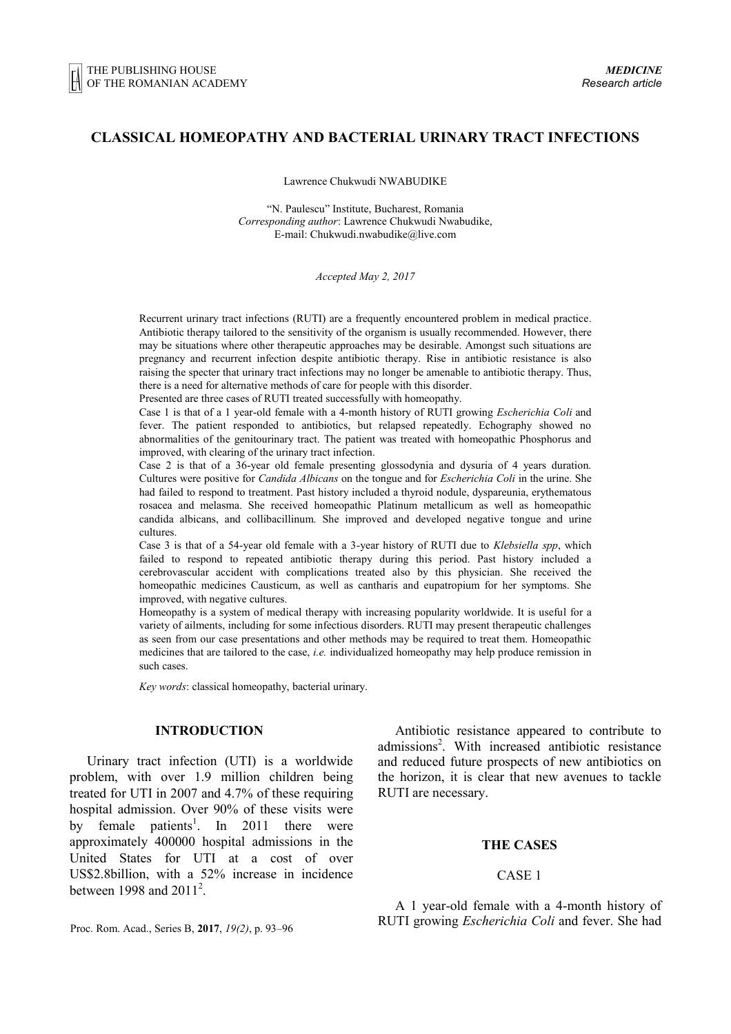# CLASSICAL HOMEOPATHY AND BACTERIAL URINARY TRACT INFECTIONS

Lawrence Chukwudi NWABUDIKE

"N. Paulescu" Institute, Bucharest, Romania
*Corresponding author*: Lawrence Chukwudi Nwabudike,
E-mail: Chukwudi.nwabudike@live.com

*Accepted May 2, 2017*

Recurrent urinary tract infections (RUTI) are a frequently encountered problem in medical practice. Antibiotic therapy tailored to the sensitivity of the organism is usually recommended. However, there may be situations where other therapeutic approaches may be desirable. Amongst such situations are pregnancy and recurrent infection despite antibiotic therapy. Rise in antibiotic resistance is also raising the specter that urinary tract infections may no longer be amenable to antibiotic therapy. Thus, there is a need for alternative methods of care for people with this disorder.

Presented are three cases of RUTI treated successfully with homeopathy.

Case 1 is that of a 1 year-old female with a 4-month history of RUTI growing *Escherichia Coli* and fever. The patient responded to antibiotics, but relapsed repeatedly. Echography showed no abnormalities of the genitourinary tract. The patient was treated with homeopathic Phosphorus and improved, with clearing of the urinary tract infection.

Case 2 is that of a 36-year old female presenting glossodynia and dysuria of 4 years duration. Cultures were positive for *Candida Albicans* on the tongue and for *Escherichia Coli* in the urine. She had failed to respond to treatment. Past history included a thyroid nodule, dyspareunia, erythematous rosacea and melasma. She received homeopathic Platinum metallicum as well as homeopathic candida albicans, and collibacillinum. She improved and developed negative tongue and urine cultures.

Case 3 is that of a 54-year old female with a 3-year history of RUTI due to *Klebsiella spp*, which failed to respond to repeated antibiotic therapy during this period. Past history included a cerebrovascular accident with complications treated also by this physician. She received the homeopathic medicines Causticum, as well as cantharis and eupatropium for her symptoms. She improved, with negative cultures.

Homeopathy is a system of medical therapy with increasing popularity worldwide. It is useful for a variety of ailments, including for some infectious disorders. RUTI may present therapeutic challenges as seen from our case presentations and other methods may be required to treat them. Homeopathic medicines that are tailored to the case, *i.e.* individualized homeopathy may help produce remission in such cases.

*Key words*: classical homeopathy, bacterial urinary.

## INTRODUCTION

Urinary tract infection (UTI) is a worldwide problem, with over 1.9 million children being treated for UTI in 2007 and 4.7% of these requiring hospital admission. Over 90% of these visits were by female patients[1]. In 2011 there were approximately 400000 hospital admissions in the United States for UTI at a cost of over US$2.8billion, with a 52% increase in incidence between 1998 and 2011[2].

Antibiotic resistance appeared to contribute to admissions[2]. With increased antibiotic resistance and reduced future prospects of new antibiotics on the horizon, it is clear that new avenues to tackle RUTI are necessary.

## THE CASES

### CASE 1

A 1 year-old female with a 4-month history of RUTI growing *Escherichia Coli* and fever. She had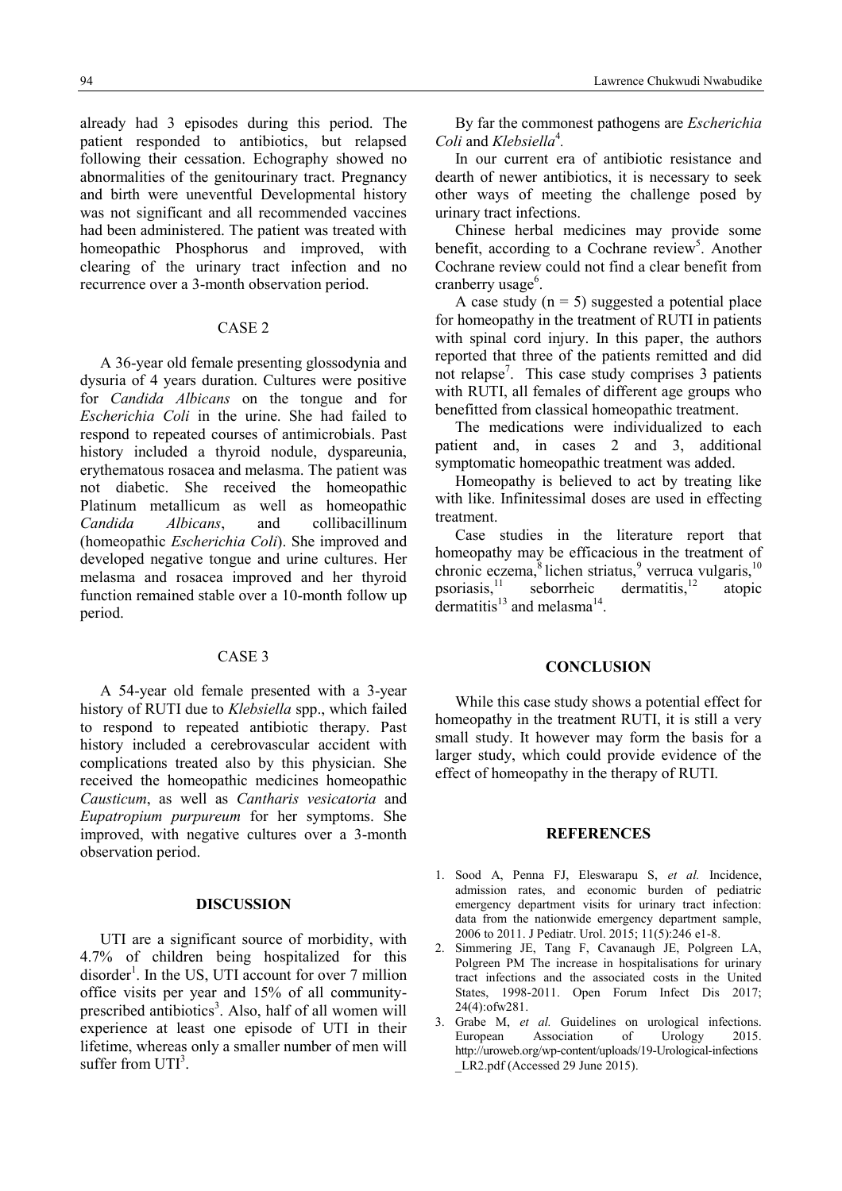already had 3 episodes during this period. The patient responded to antibiotics, but relapsed following their cessation. Echography showed no abnormalities of the genitourinary tract. Pregnancy and birth were uneventful Developmental history was not significant and all recommended vaccines had been administered. The patient was treated with homeopathic Phosphorus and improved, with clearing of the urinary tract infection and no recurrence over a 3-month observation period.

### CASE 2

A 36-year old female presenting glossodynia and dysuria of 4 years duration. Cultures were positive for *Candida Albicans* on the tongue and for *Escherichia Coli* in the urine. She had failed to respond to repeated courses of antimicrobials. Past history included a thyroid nodule, dyspareunia, erythematous rosacea and melasma. The patient was not diabetic. She received the homeopathic Platinum metallicum as well as homeopathic *Candida Albicans*, and collibacillinum (homeopathic *Escherichia Coli*). She improved and developed negative tongue and urine cultures. Her melasma and rosacea improved and her thyroid function remained stable over a 10-month follow up period.

### CASE 3

A 54-year old female presented with a 3-year history of RUTI due to *Klebsiella* spp., which failed to respond to repeated antibiotic therapy. Past history included a cerebrovascular accident with complications treated also by this physician. She received the homeopathic medicines homeopathic *Causticum*, as well as *Cantharis vesicatoria* and *Eupatropium purpureum* for her symptoms. She improved, with negative cultures over a 3-month observation period.

## DISCUSSION

UTI are a significant source of morbidity, with 4.7% of children being hospitalized for this disorder[1]. In the US, UTI account for over 7 million office visits per year and 15% of all community-prescribed antibiotics[3]. Also, half of all women will experience at least one episode of UTI in their lifetime, whereas only a smaller number of men will suffer from UTI[3].

By far the commonest pathogens are *Escherichia Coli* and *Klebsiella*[4].

In our current era of antibiotic resistance and dearth of newer antibiotics, it is necessary to seek other ways of meeting the challenge posed by urinary tract infections.

Chinese herbal medicines may provide some benefit, according to a Cochrane review[5]. Another Cochrane review could not find a clear benefit from cranberry usage[6].

A case study (n = 5) suggested a potential place for homeopathy in the treatment of RUTI in patients with spinal cord injury. In this paper, the authors reported that three of the patients remitted and did not relapse[7]. This case study comprises 3 patients with RUTI, all females of different age groups who benefitted from classical homeopathic treatment.

The medications were individualized to each patient and, in cases 2 and 3, additional symptomatic homeopathic treatment was added.

Homeopathy is believed to act by treating like with like. Infinitessimal doses are used in effecting treatment.

Case studies in the literature report that homeopathy may be efficacious in the treatment of chronic eczema,[8] lichen striatus,[9] verruca vulgaris,[10] psoriasis,[11] seborrheic dermatitis,[12] atopic dermatitis[13] and melasma[14].

## CONCLUSION

While this case study shows a potential effect for homeopathy in the treatment RUTI, it is still a very small study. It however may form the basis for a larger study, which could provide evidence of the effect of homeopathy in the therapy of RUTI.

## REFERENCES

1. Sood A, Penna FJ, Eleswarapu S, *et al.* Incidence, admission rates, and economic burden of pediatric emergency department visits for urinary tract infection: data from the nationwide emergency department sample, 2006 to 2011. J Pediatr. Urol. 2015; 11(5):246 e1-8.
2. Simmering JE, Tang F, Cavanaugh JE, Polgreen LA, Polgreen PM The increase in hospitalisations for urinary tract infections and the associated costs in the United States, 1998-2011. Open Forum Infect Dis 2017; 24(4):ofw281.
3. Grabe M, *et al.* Guidelines on urological infections. European Association of Urology 2015. http://uroweb.org/wp-content/uploads/19-Urological-infections_LR2.pdf (Accessed 29 June 2015).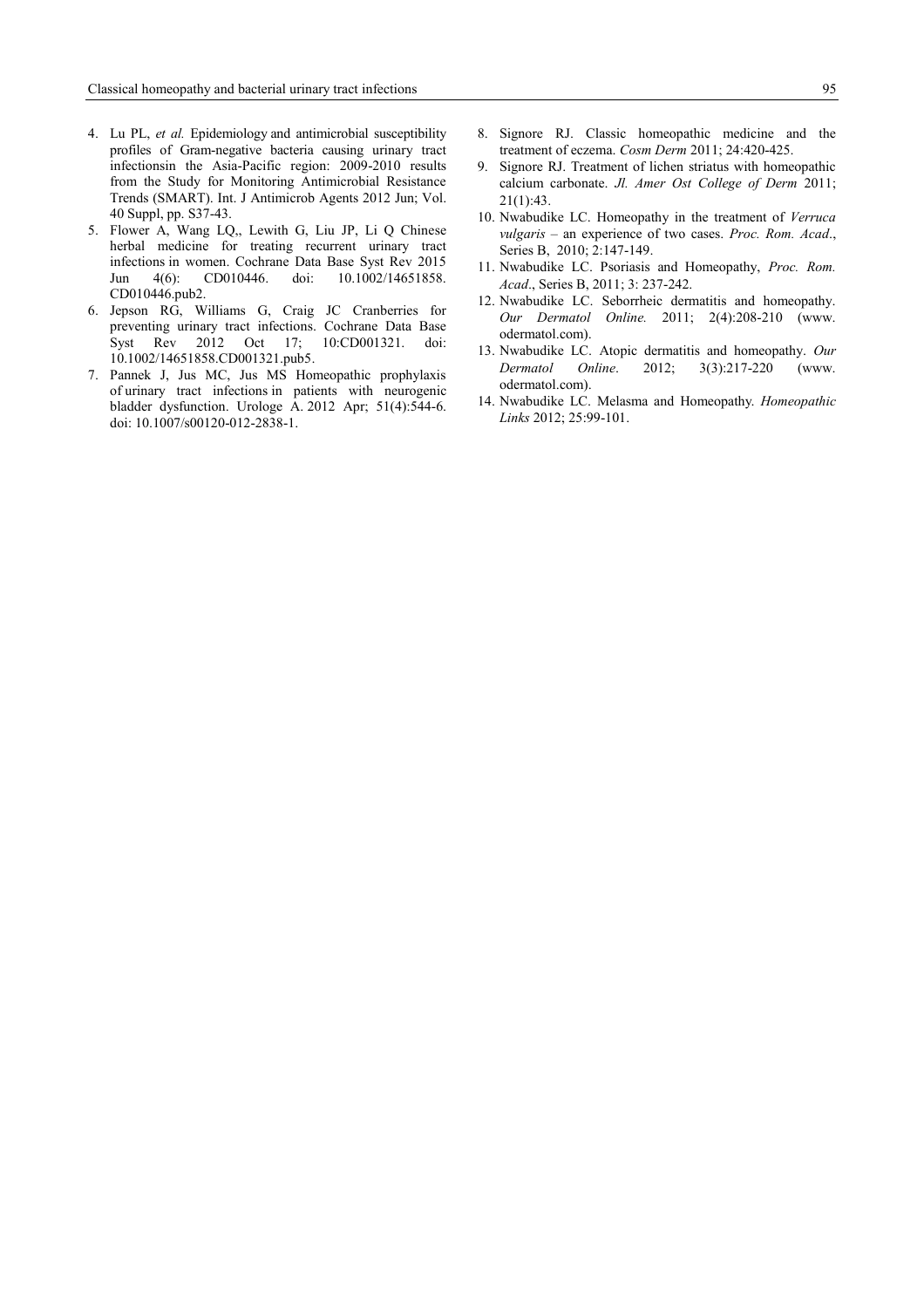4. Lu PL, *et al.* Epidemiology and antimicrobial susceptibility profiles of Gram-negative bacteria causing urinary tract infectionsin the Asia-Pacific region: 2009-2010 results from the Study for Monitoring Antimicrobial Resistance Trends (SMART). Int. J Antimicrob Agents 2012 Jun; Vol. 40 Suppl, pp. S37-43.
5. Flower A, Wang LQ,, Lewith G, Liu JP, Li Q Chinese herbal medicine for treating recurrent urinary tract infections in women. Cochrane Data Base Syst Rev 2015 Jun 4(6): CD010446. doi: 10.1002/14651858. CD010446.pub2.
6. Jepson RG, Williams G, Craig JC Cranberries for preventing urinary tract infections. Cochrane Data Base Syst Rev 2012 Oct 17; 10:CD001321. doi: 10.1002/14651858.CD001321.pub5.
7. Pannek J, Jus MC, Jus MS Homeopathic prophylaxis of urinary tract infections in patients with neurogenic bladder dysfunction. Urologe A. 2012 Apr; 51(4):544-6. doi: 10.1007/s00120-012-2838-1.
8. Signore RJ. Classic homeopathic medicine and the treatment of eczema. *Cosm Derm* 2011; 24:420-425.
9. Signore RJ. Treatment of lichen striatus with homeopathic calcium carbonate. *Jl. Amer Ost College of Derm* 2011; 21(1):43.
10. Nwabudike LC. Homeopathy in the treatment of *Verruca vulgaris* – an experience of two cases. *Proc. Rom. Acad*., Series B, 2010; 2:147-149.
11. Nwabudike LC. Psoriasis and Homeopathy, *Proc. Rom. Acad*., Series B, 2011; 3: 237-242.
12. Nwabudike LC. Seborrheic dermatitis and homeopathy. *Our Dermatol Online.* 2011; 2(4):208-210 (www. odermatol.com).
13. Nwabudike LC. Atopic dermatitis and homeopathy. *Our Dermatol Online*. 2012; 3(3):217-220 (www. odermatol.com).
14. Nwabudike LC. Melasma and Homeopathy. *Homeopathic Links* 2012; 25:99-101.